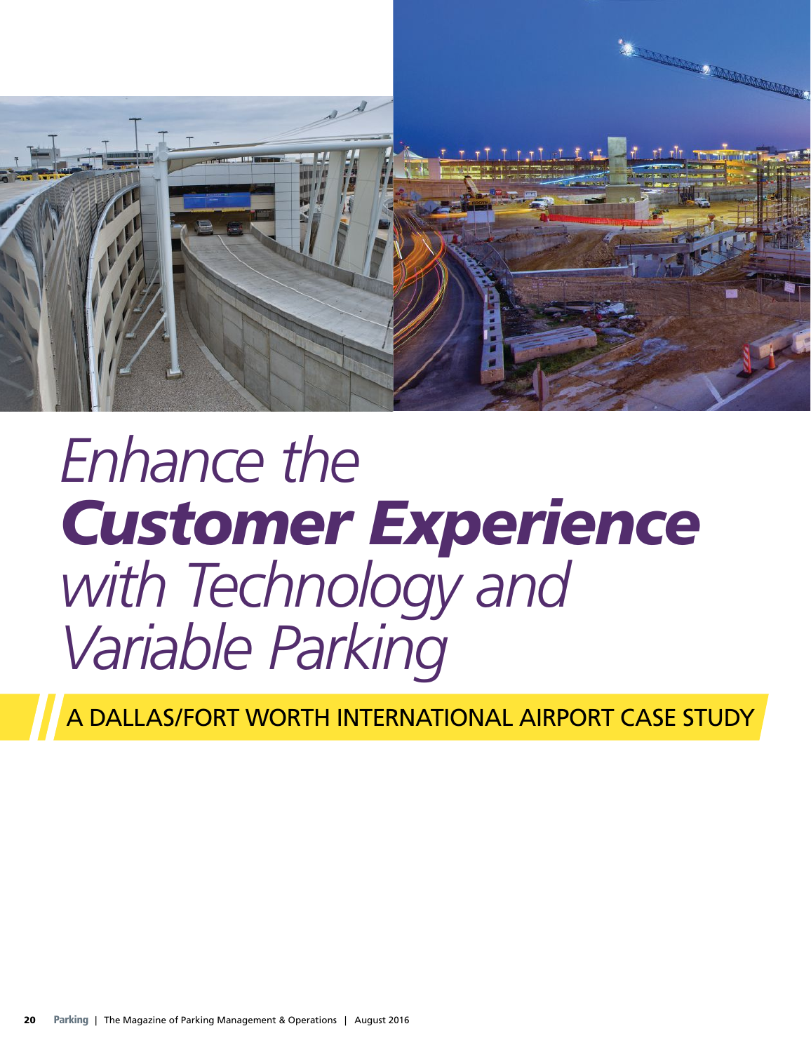# *Enhance the* ***Customer Experience*** *with Technology and Variable Parking*

## A DALLAS/FORT WORTH INTERNATIONAL AIRPORT CASE STUDY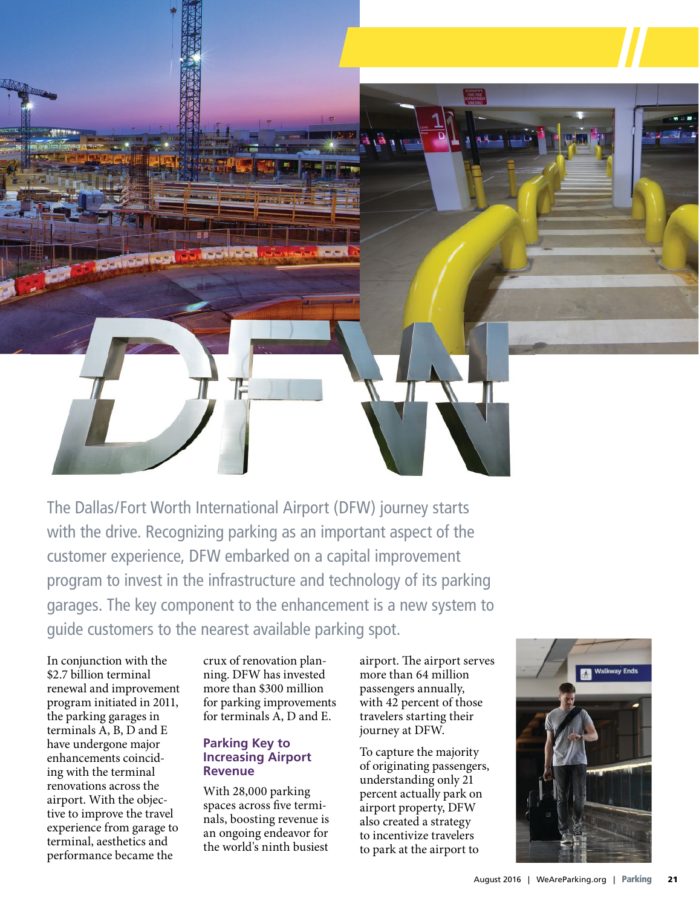The Dallas/Fort Worth International Airport (DFW) journey starts with the drive. Recognizing parking as an important aspect of the customer experience, DFW embarked on a capital improvement program to invest in the infrastructure and technology of its parking garages. The key component to the enhancement is a new system to guide customers to the nearest available parking spot.

In conjunction with the $2.7 billion terminal renewal and improvement program initiated in 2011, the parking garages in terminals A, B, D and E have undergone major enhancements coinciding with the terminal renovations across the airport. With the objective to improve the travel experience from garage to terminal, aesthetics and performance became the crux of renovation planning. DFW has invested more than $300 million for parking improvements for terminals A, D and E.

### Parking Key to Increasing Airport Revenue

With 28,000 parking spaces across five terminals, boosting revenue is an ongoing endeavor for the world's ninth busiest airport. The airport serves more than 64 million passengers annually, with 42 percent of those travelers starting their journey at DFW.

To capture the majority of originating passengers, understanding only 21 percent actually park on airport property, DFW also created a strategy to incentivize travelers to park at the airport to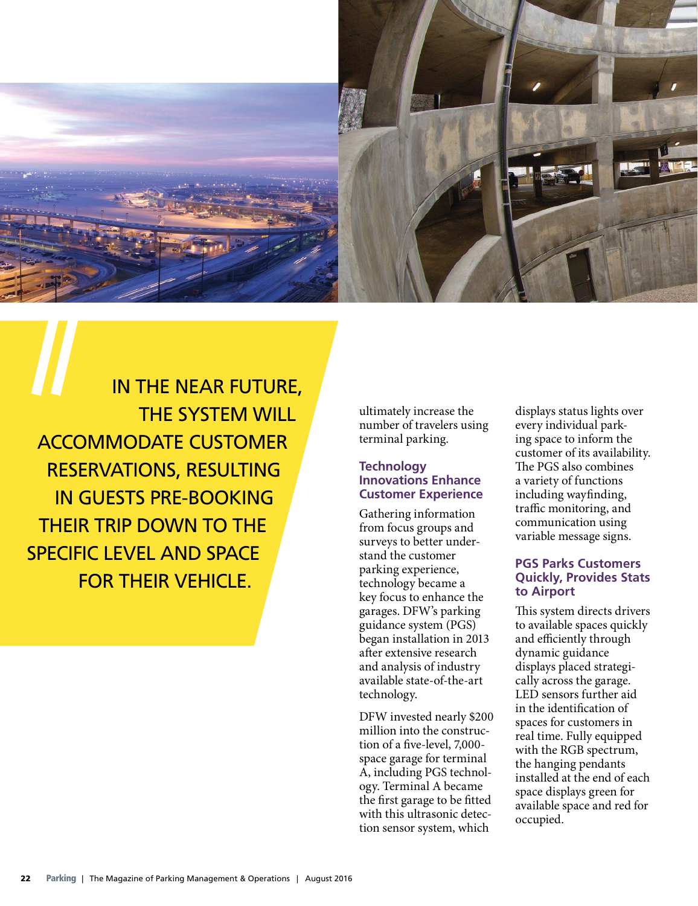> IN THE NEAR FUTURE, THE SYSTEM WILL ACCOMMODATE CUSTOMER RESERVATIONS, RESULTING IN GUESTS PRE-BOOKING THEIR TRIP DOWN TO THE SPECIFIC LEVEL AND SPACE FOR THEIR VEHICLE.

ultimately increase the number of travelers using terminal parking.

### Technology Innovations Enhance Customer Experience

Gathering information from focus groups and surveys to better understand the customer parking experience, technology became a key focus to enhance the garages. DFW's parking guidance system (PGS) began installation in 2013 after extensive research and analysis of industry available state-of-the-art technology.

DFW invested nearly $200 million into the construction of a five-level, 7,000-space garage for terminal A, including PGS technology. Terminal A became the first garage to be fitted with this ultrasonic detection sensor system, which displays status lights over every individual parking space to inform the customer of its availability. The PGS also combines a variety of functions including wayfinding, traffic monitoring, and communication using variable message signs.

### PGS Parks Customers Quickly, Provides Stats to Airport

This system directs drivers to available spaces quickly and efficiently through dynamic guidance displays placed strategically across the garage. LED sensors further aid in the identification of spaces for customers in real time. Fully equipped with the RGB spectrum, the hanging pendants installed at the end of each space displays green for available space and red for occupied.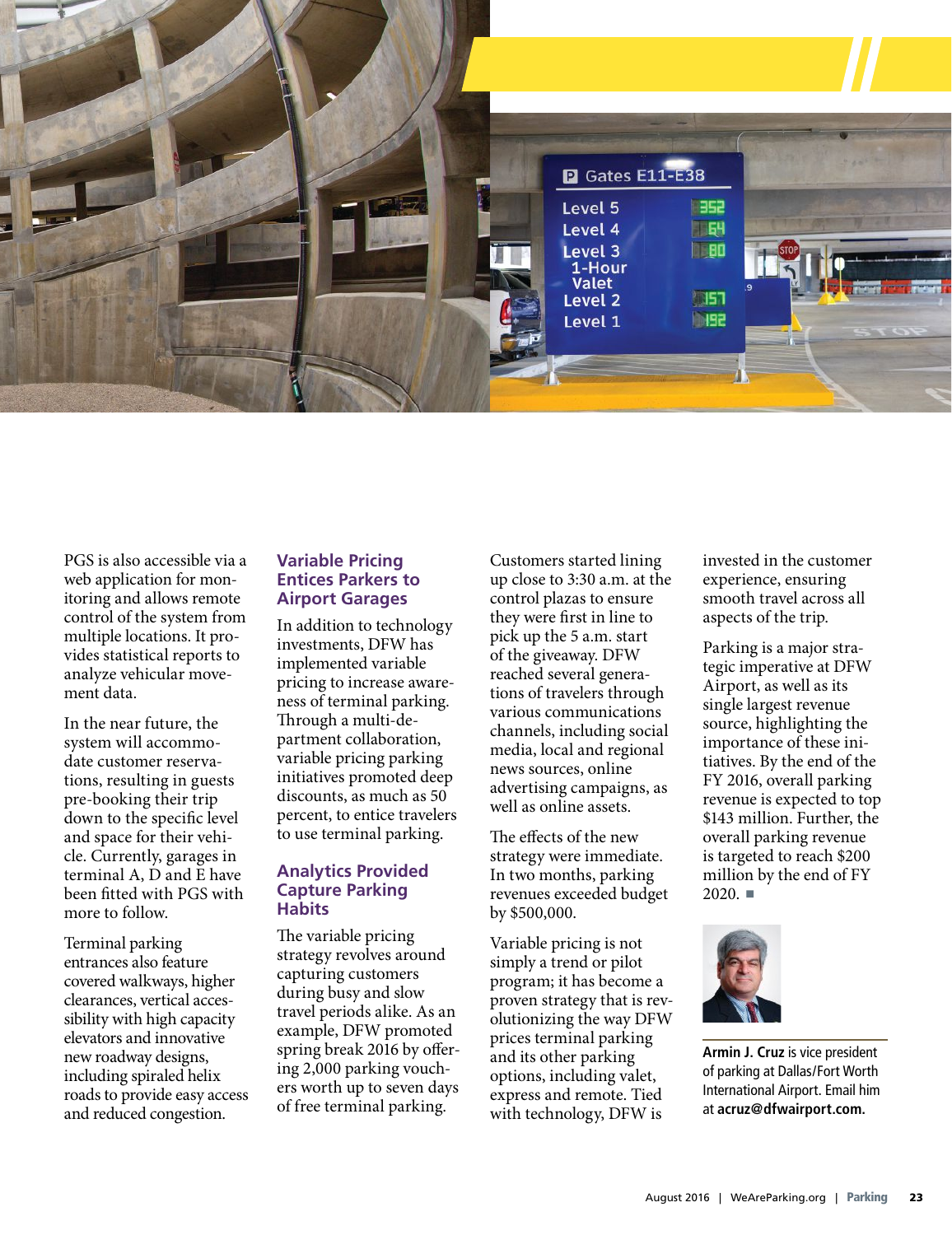PGS is also accessible via a web application for monitoring and allows remote control of the system from multiple locations. It provides statistical reports to analyze vehicular movement data.

In the near future, the system will accommodate customer reservations, resulting in guests pre-booking their trip down to the specific level and space for their vehicle. Currently, garages in terminal A, D and E have been fitted with PGS with more to follow.

Terminal parking entrances also feature covered walkways, higher clearances, vertical accessibility with high capacity elevators and innovative new roadway designs, including spiraled helix roads to provide easy access and reduced congestion.

### Variable Pricing Entices Parkers to Airport Garages

In addition to technology investments, DFW has implemented variable pricing to increase awareness of terminal parking. Through a multi-department collaboration, variable pricing parking initiatives promoted deep discounts, as much as 50 percent, to entice travelers to use terminal parking.

### Analytics Provided Capture Parking Habits

The variable pricing strategy revolves around capturing customers during busy and slow travel periods alike. As an example, DFW promoted spring break 2016 by offering 2,000 parking vouchers worth up to seven days of free terminal parking. Customers started lining up close to 3:30 a.m. at the control plazas to ensure they were first in line to pick up the 5 a.m. start of the giveaway. DFW reached several generations of travelers through various communications channels, including social media, local and regional news sources, online advertising campaigns, as well as online assets.

The effects of the new strategy were immediate. In two months, parking revenues exceeded budget by $500,000.

Variable pricing is not simply a trend or pilot program; it has become a proven strategy that is revolutionizing the way DFW prices terminal parking and its other parking options, including valet, express and remote. Tied with technology, DFW is invested in the customer experience, ensuring smooth travel across all aspects of the trip.

Parking is a major strategic imperative at DFW Airport, as well as its single largest revenue source, highlighting the importance of these initiatives. By the end of the FY 2016, overall parking revenue is expected to top $143 million. Further, the overall parking revenue is targeted to reach $200 million by the end of FY 2020. ■

**Armin J. Cruz** is vice president of parking at Dallas/Fort Worth International Airport. Email him at **acruz@dfwairport.com.**